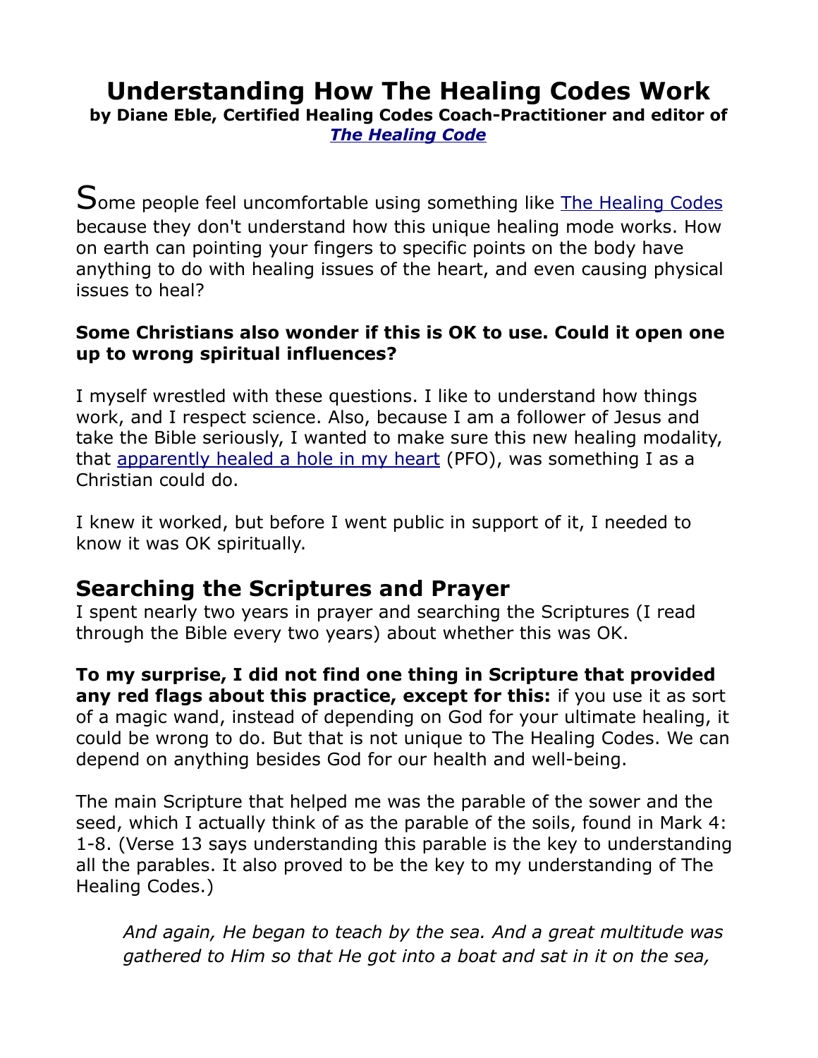# Understanding How The Healing Codes Work

**by Diane Eble, Certified Healing Codes Coach-Practitioner and editor of *The Healing Code***

Some people feel uncomfortable using something like The Healing Codes because they don't understand how this unique healing mode works. How on earth can pointing your fingers to specific points on the body have anything to do with healing issues of the heart, and even causing physical issues to heal?

**Some Christians also wonder if this is OK to use. Could it open one up to wrong spiritual influences?**

I myself wrestled with these questions. I like to understand how things work, and I respect science. Also, because I am a follower of Jesus and take the Bible seriously, I wanted to make sure this new healing modality, that apparently healed a hole in my heart (PFO), was something I as a Christian could do.

I knew it worked, but before I went public in support of it, I needed to know it was OK spiritually.

## Searching the Scriptures and Prayer

I spent nearly two years in prayer and searching the Scriptures (I read through the Bible every two years) about whether this was OK.

**To my surprise, I did not find one thing in Scripture that provided any red flags about this practice, except for this:** if you use it as sort of a magic wand, instead of depending on God for your ultimate healing, it could be wrong to do. But that is not unique to The Healing Codes. We can depend on anything besides God for our health and well-being.

The main Scripture that helped me was the parable of the sower and the seed, which I actually think of as the parable of the soils, found in Mark 4: 1-8. (Verse 13 says understanding this parable is the key to understanding all the parables. It also proved to be the key to my understanding of The Healing Codes.)

> *And again, He began to teach by the sea. And a great multitude was gathered to Him so that He got into a boat and sat in it on the sea,*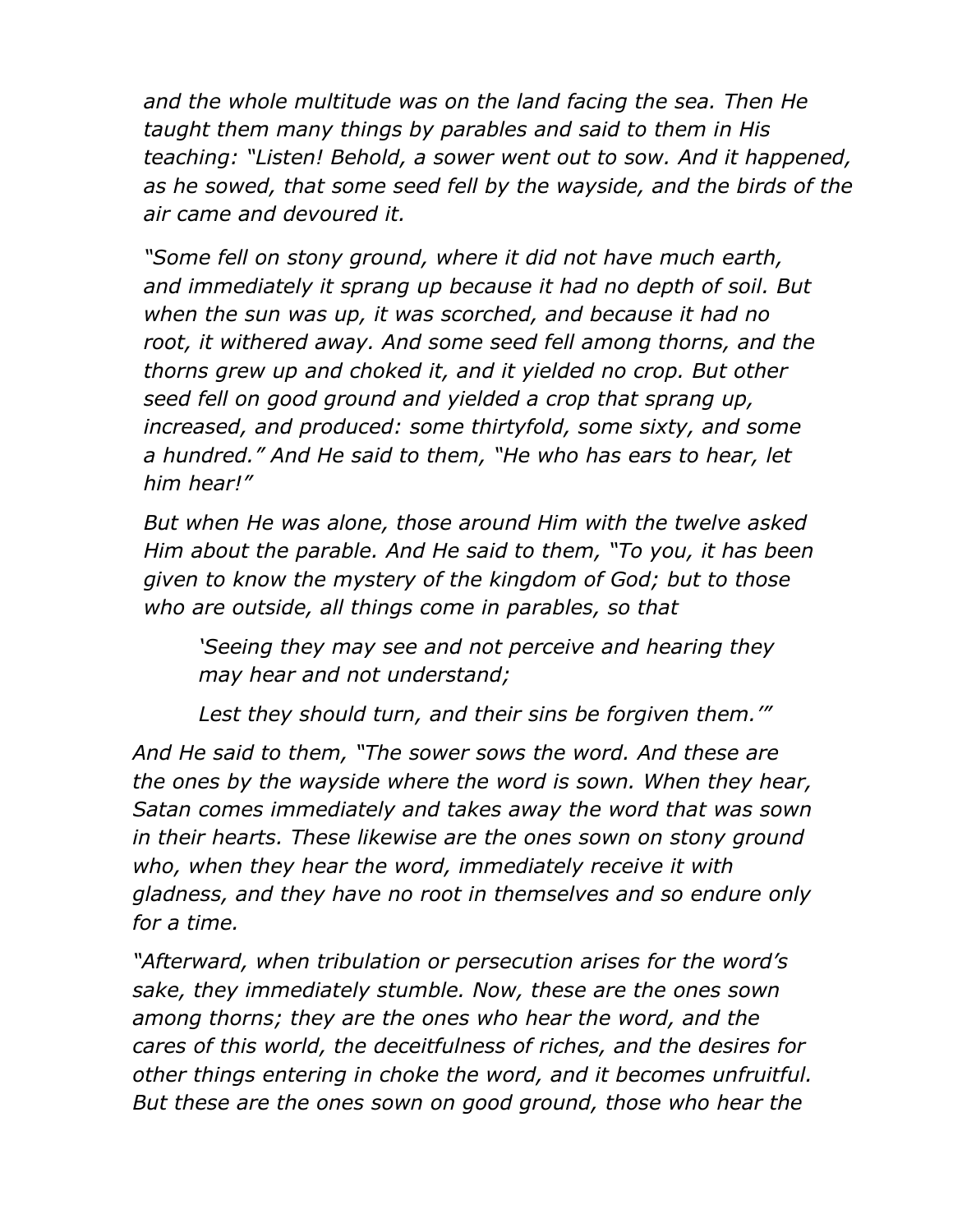*and the whole multitude was on the land facing the sea. Then He taught them many things by parables and said to them in His teaching: "Listen! Behold, a sower went out to sow. And it happened, as he sowed, that some seed fell by the wayside, and the birds of the air came and devoured it.*

*"Some fell on stony ground, where it did not have much earth, and immediately it sprang up because it had no depth of soil. But when the sun was up, it was scorched, and because it had no root, it withered away. And some seed fell among thorns, and the thorns grew up and choked it, and it yielded no crop. But other seed fell on good ground and yielded a crop that sprang up, increased, and produced: some thirtyfold, some sixty, and some a hundred." And He said to them, "He who has ears to hear, let him hear!"*

*But when He was alone, those around Him with the twelve asked Him about the parable. And He said to them, "To you, it has been given to know the mystery of the kingdom of God; but to those who are outside, all things come in parables, so that*

> *'Seeing they may see and not perceive and hearing they may hear and not understand;*
>
> *Lest they should turn, and their sins be forgiven them.'"*

*And He said to them, "The sower sows the word. And these are the ones by the wayside where the word is sown. When they hear, Satan comes immediately and takes away the word that was sown in their hearts. These likewise are the ones sown on stony ground who, when they hear the word, immediately receive it with gladness, and they have no root in themselves and so endure only for a time.*

*"Afterward, when tribulation or persecution arises for the word's sake, they immediately stumble. Now, these are the ones sown among thorns; they are the ones who hear the word, and the cares of this world, the deceitfulness of riches, and the desires for other things entering in choke the word, and it becomes unfruitful. But these are the ones sown on good ground, those who hear the*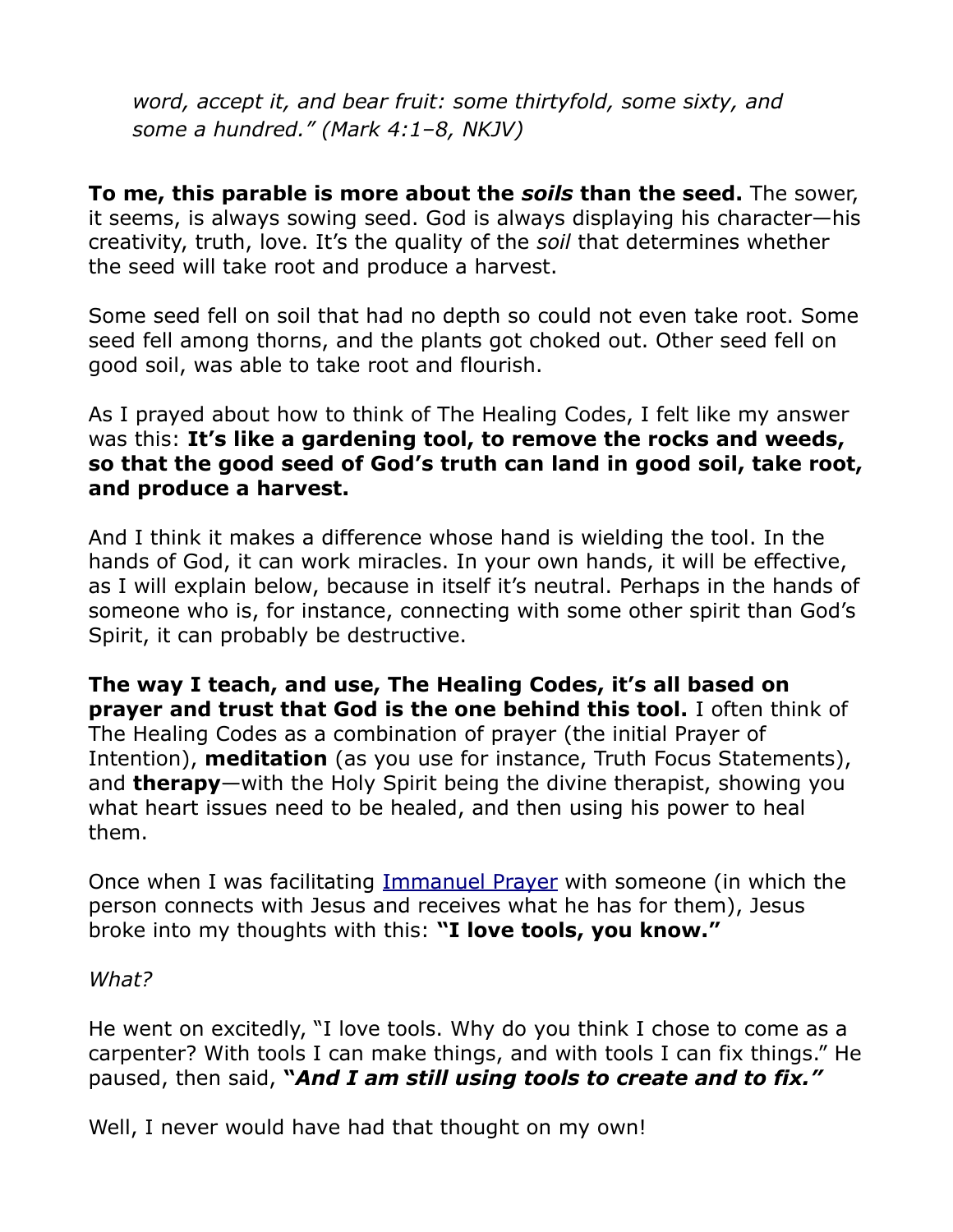*word, accept it, and bear fruit: some thirtyfold, some sixty, and some a hundred." (Mark 4:1–8, NKJV)*

**To me, this parable is more about the *soils* than the seed.** The sower, it seems, is always sowing seed. God is always displaying his character—his creativity, truth, love. It's the quality of the *soil* that determines whether the seed will take root and produce a harvest.

Some seed fell on soil that had no depth so could not even take root. Some seed fell among thorns, and the plants got choked out. Other seed fell on good soil, was able to take root and flourish.

As I prayed about how to think of The Healing Codes, I felt like my answer was this: **It's like a gardening tool, to remove the rocks and weeds, so that the good seed of God's truth can land in good soil, take root, and produce a harvest.**

And I think it makes a difference whose hand is wielding the tool. In the hands of God, it can work miracles. In your own hands, it will be effective, as I will explain below, because in itself it's neutral. Perhaps in the hands of someone who is, for instance, connecting with some other spirit than God's Spirit, it can probably be destructive.

**The way I teach, and use, The Healing Codes, it's all based on prayer and trust that God is the one behind this tool.** I often think of The Healing Codes as a combination of prayer (the initial Prayer of Intention), **meditation** (as you use for instance, Truth Focus Statements), and **therapy**—with the Holy Spirit being the divine therapist, showing you what heart issues need to be healed, and then using his power to heal them.

Once when I was facilitating [Immanuel Prayer] with someone (in which the person connects with Jesus and receives what he has for them), Jesus broke into my thoughts with this: **"I love tools, you know."**

*What?*

He went on excitedly, "I love tools. Why do you think I chose to come as a carpenter? With tools I can make things, and with tools I can fix things." He paused, then said, ***"And I am still using tools to create and to fix."***

Well, I never would have had that thought on my own!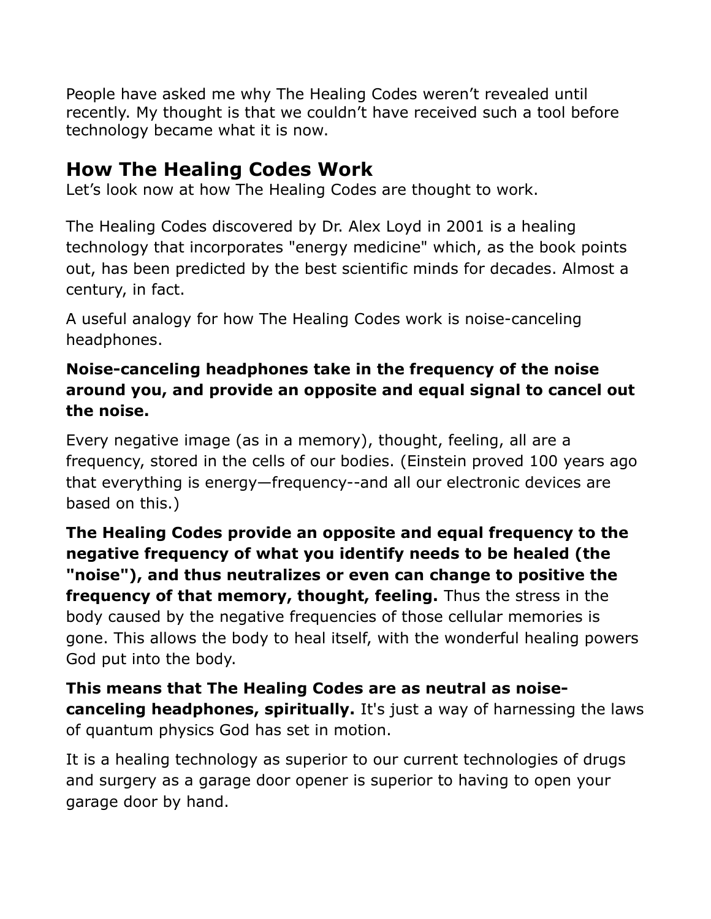People have asked me why The Healing Codes weren't revealed until recently. My thought is that we couldn't have received such a tool before technology became what it is now.

## How The Healing Codes Work

Let's look now at how The Healing Codes are thought to work.

The Healing Codes discovered by Dr. Alex Loyd in 2001 is a healing technology that incorporates "energy medicine" which, as the book points out, has been predicted by the best scientific minds for decades. Almost a century, in fact.

A useful analogy for how The Healing Codes work is noise-canceling headphones.

**Noise-canceling headphones take in the frequency of the noise around you, and provide an opposite and equal signal to cancel out the noise.**

Every negative image (as in a memory), thought, feeling, all are a frequency, stored in the cells of our bodies. (Einstein proved 100 years ago that everything is energy—frequency--and all our electronic devices are based on this.)

**The Healing Codes provide an opposite and equal frequency to the negative frequency of what you identify needs to be healed (the "noise"), and thus neutralizes or even can change to positive the frequency of that memory, thought, feeling.** Thus the stress in the body caused by the negative frequencies of those cellular memories is gone. This allows the body to heal itself, with the wonderful healing powers God put into the body.

**This means that The Healing Codes are as neutral as noise-canceling headphones, spiritually.** It's just a way of harnessing the laws of quantum physics God has set in motion.

It is a healing technology as superior to our current technologies of drugs and surgery as a garage door opener is superior to having to open your garage door by hand.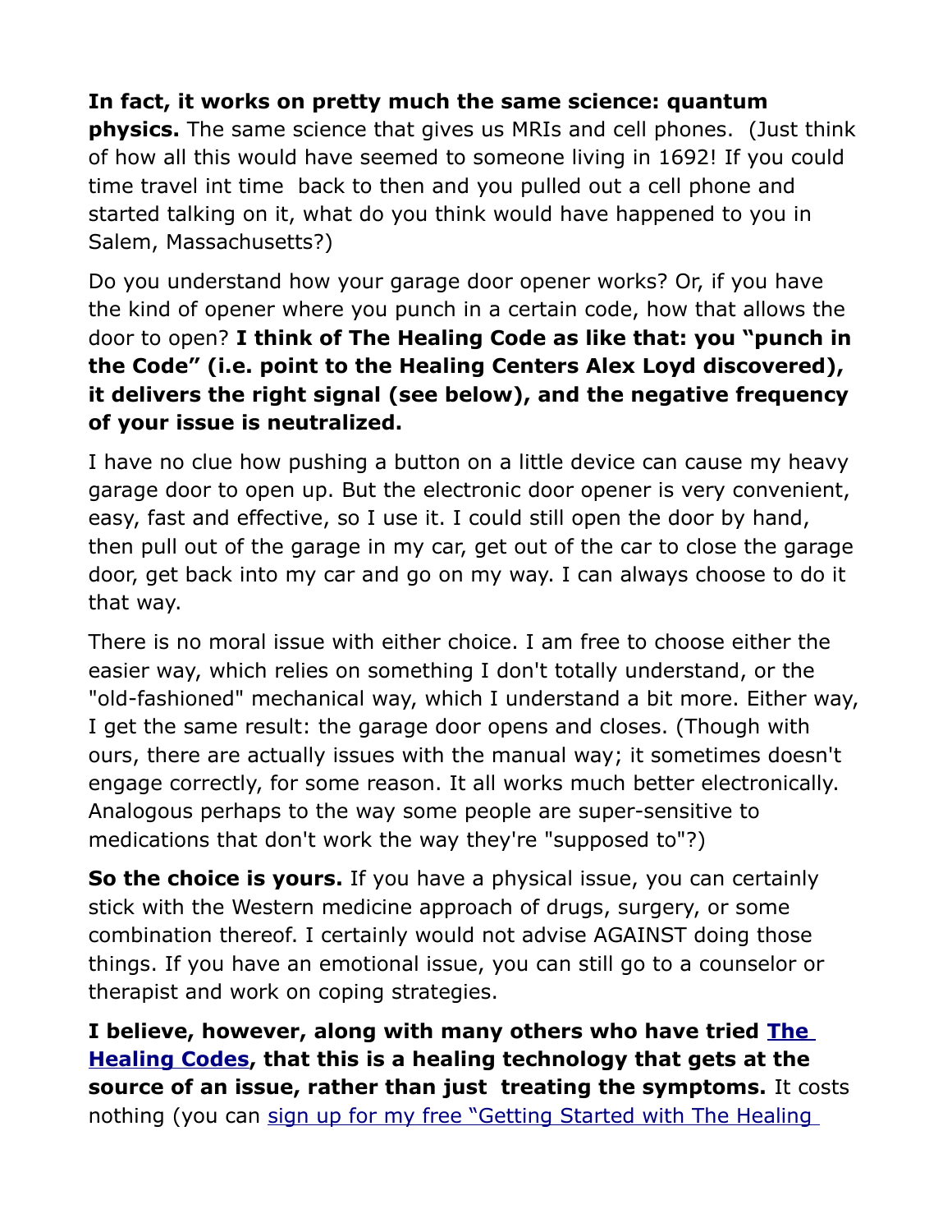**In fact, it works on pretty much the same science: quantum physics.** The same science that gives us MRIs and cell phones. (Just think of how all this would have seemed to someone living in 1692! If you could time travel int time back to then and you pulled out a cell phone and started talking on it, what do you think would have happened to you in Salem, Massachusetts?)

Do you understand how your garage door opener works? Or, if you have the kind of opener where you punch in a certain code, how that allows the door to open? **I think of The Healing Code as like that: you "punch in the Code" (i.e. point to the Healing Centers Alex Loyd discovered), it delivers the right signal (see below), and the negative frequency of your issue is neutralized.**

I have no clue how pushing a button on a little device can cause my heavy garage door to open up. But the electronic door opener is very convenient, easy, fast and effective, so I use it. I could still open the door by hand, then pull out of the garage in my car, get out of the car to close the garage door, get back into my car and go on my way. I can always choose to do it that way.

There is no moral issue with either choice. I am free to choose either the easier way, which relies on something I don't totally understand, or the "old-fashioned" mechanical way, which I understand a bit more. Either way, I get the same result: the garage door opens and closes. (Though with ours, there are actually issues with the manual way; it sometimes doesn't engage correctly, for some reason. It all works much better electronically. Analogous perhaps to the way some people are super-sensitive to medications that don't work the way they're "supposed to"?)

**So the choice is yours.** If you have a physical issue, you can certainly stick with the Western medicine approach of drugs, surgery, or some combination thereof. I certainly would not advise AGAINST doing those things. If you have an emotional issue, you can still go to a counselor or therapist and work on coping strategies.

**I believe, however, along with many others who have tried [The Healing Codes], that this is a healing technology that gets at the source of an issue, rather than just treating the symptoms.** It costs nothing (you can [sign up for my free "Getting Started with The Healing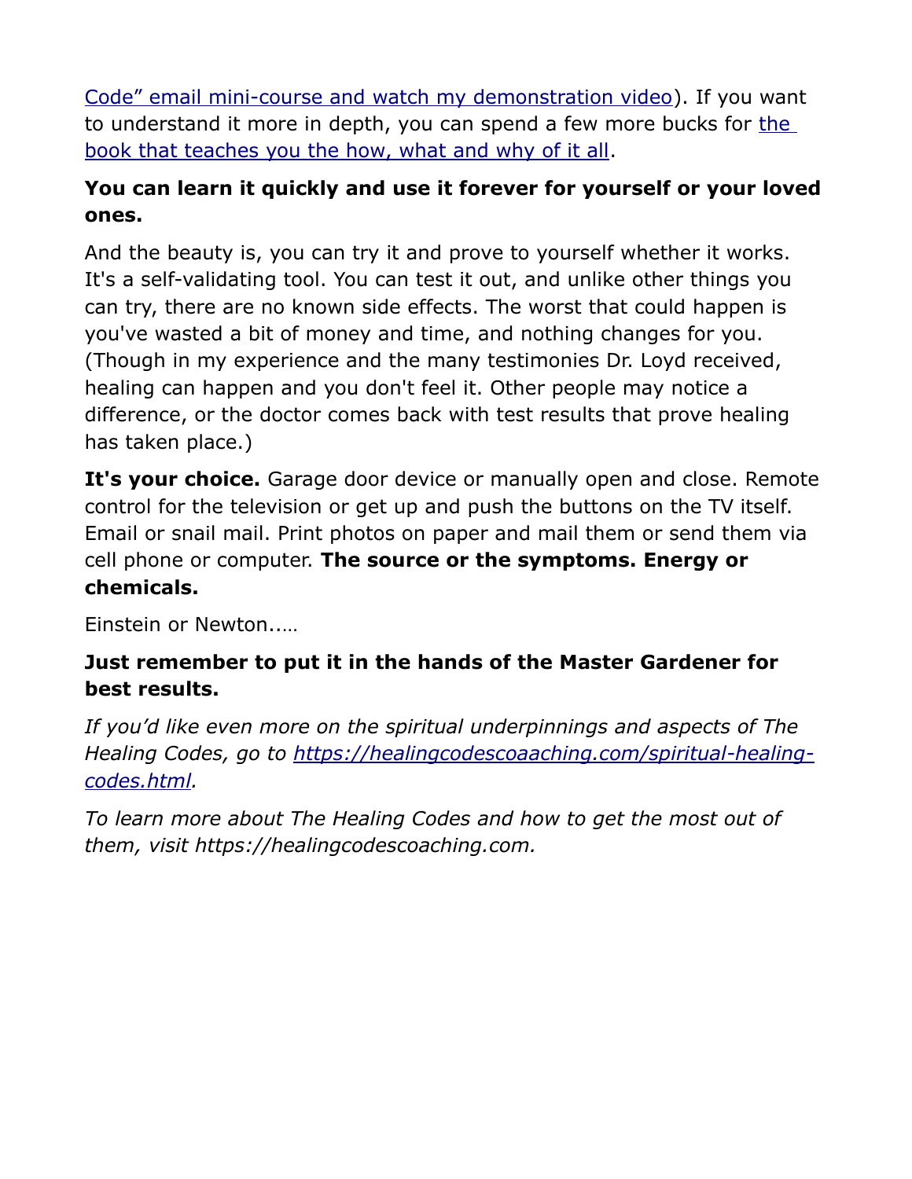Code" email mini-course and watch my demonstration video). If you want to understand it more in depth, you can spend a few more bucks for the book that teaches you the how, what and why of it all.

**You can learn it quickly and use it forever for yourself or your loved ones.**

And the beauty is, you can try it and prove to yourself whether it works. It's a self-validating tool. You can test it out, and unlike other things you can try, there are no known side effects. The worst that could happen is you've wasted a bit of money and time, and nothing changes for you. (Though in my experience and the many testimonies Dr. Loyd received, healing can happen and you don't feel it. Other people may notice a difference, or the doctor comes back with test results that prove healing has taken place.)

**It's your choice.** Garage door device or manually open and close. Remote control for the television or get up and push the buttons on the TV itself. Email or snail mail. Print photos on paper and mail them or send them via cell phone or computer. **The source or the symptoms. Energy or chemicals.**

Einstein or Newton.....

**Just remember to put it in the hands of the Master Gardener for best results.**

*If you'd like even more on the spiritual underpinnings and aspects of The Healing Codes, go to https://healingcodescoaaching.com/spiritual-healing-codes.html.*

*To learn more about The Healing Codes and how to get the most out of them, visit https://healingcodescoaching.com.*